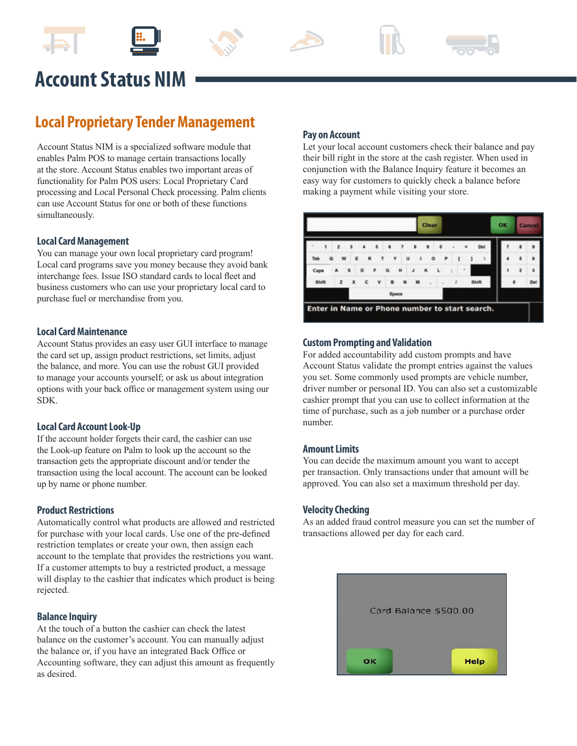# Account Status NIM

## Local Proprietary Tender Management

Account Status NIM is a specialized software module that enables Palm POS to manage certain transactions locally at the store. Account Status enables two important areas of functionality for Palm POS users: Local Proprietary Card processing and Local Personal Check processing. Palm clients can use Account Status for one or both of these functions simultaneously.

### Local Card Management

You can manage your own local proprietary card program! Local card programs save you money because they avoid bank interchange fees. Issue ISO standard cards to local fleet and business customers who can use your proprietary local card to purchase fuel or merchandise from you.

### Local Card Maintenance

Account Status provides an easy user GUI interface to manage the card set up, assign product restrictions, set limits, adjust the balance, and more. You can use the robust GUI provided to manage your accounts yourself; or ask us about integration options with your back office or management system using our SDK.

### Local Card Account Look-Up

If the account holder forgets their card, the cashier can use the Look-up feature on Palm to look up the account so the transaction gets the appropriate discount and/or tender the transaction using the local account. The account can be looked up by name or phone number.

### Product Restrictions

Automatically control what products are allowed and restricted for purchase with your local cards. Use one of the pre-defined restriction templates or create your own, then assign each account to the template that provides the restrictions you want. If a customer attempts to buy a restricted product, a message will display to the cashier that indicates which product is being rejected.

### Balance Inquiry

At the touch of a button the cashier can check the latest balance on the customer's account. You can manually adjust the balance or, if you have an integrated Back Office or Accounting software, they can adjust this amount as frequently as desired.

### Pay on Account

Let your local account customers check their balance and pay their bill right in the store at the cash register. When used in conjunction with the Balance Inquiry feature it becomes an easy way for customers to quickly check a balance before making a payment while visiting your store.

### Custom Prompting and Validation

For added accountability add custom prompts and have Account Status validate the prompt entries against the values you set. Some commonly used prompts are vehicle number, driver number or personal ID. You can also set a customizable cashier prompt that you can use to collect information at the time of purchase, such as a job number or a purchase order number.

### Amount Limits

You can decide the maximum amount you want to accept per transaction. Only transactions under that amount will be approved. You can also set a maximum threshold per day.

### Velocity Checking

As an added fraud control measure you can set the number of transactions allowed per day for each card.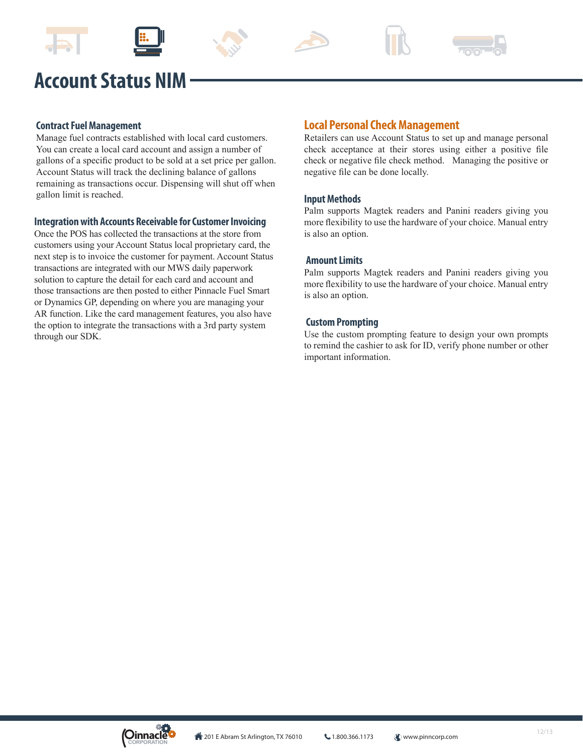# Account Status NIM

### Contract Fuel Management

Manage fuel contracts established with local card customers. You can create a local card account and assign a number of gallons of a specific product to be sold at a set price per gallon. Account Status will track the declining balance of gallons remaining as transactions occur. Dispensing will shut off when gallon limit is reached.

### Integration with Accounts Receivable for Customer Invoicing

Once the POS has collected the transactions at the store from customers using your Account Status local proprietary card, the next step is to invoice the customer for payment. Account Status transactions are integrated with our MWS daily paperwork solution to capture the detail for each card and account and those transactions are then posted to either Pinnacle Fuel Smart or Dynamics GP, depending on where you are managing your AR function. Like the card management features, you also have the option to integrate the transactions with a 3rd party system through our SDK.

## Local Personal Check Management

Retailers can use Account Status to set up and manage personal check acceptance at their stores using either a positive file check or negative file check method. Managing the positive or negative file can be done locally.

### Input Methods

Palm supports Magtek readers and Panini readers giving you more flexibility to use the hardware of your choice. Manual entry is also an option.

### Amount Limits

Palm supports Magtek readers and Panini readers giving you more flexibility to use the hardware of your choice. Manual entry is also an option.

### Custom Prompting

Use the custom prompting feature to design your own prompts to remind the cashier to ask for ID, verify phone number or other important information.

Pinnacle CORPORATION 201 E Abram St Arlington, TX 76010 1.800.366.1173 www.pinncorp.com